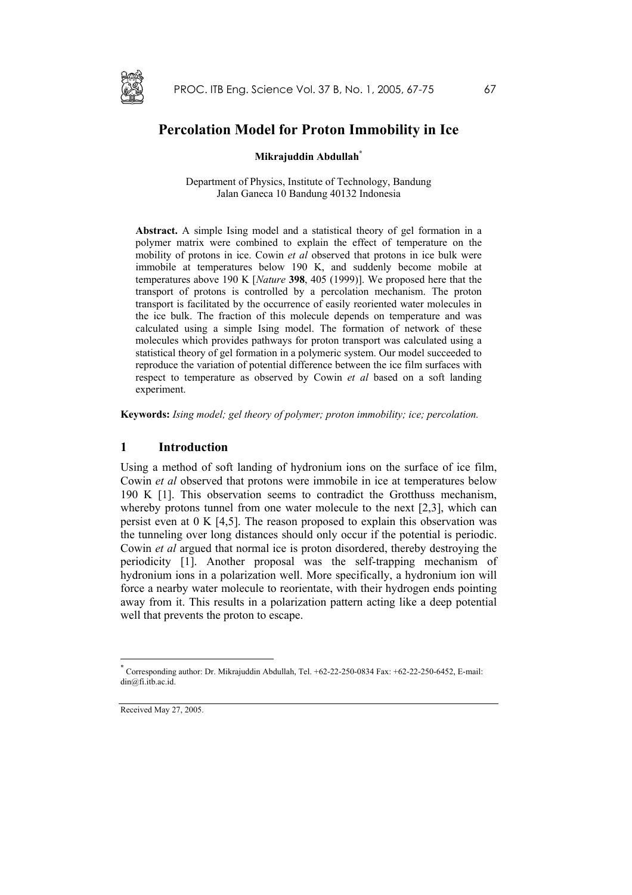# Percolation Model for Proton Immobility in Ice

**Mikrajuddin Abdullah***

Department of Physics, Institute of Technology, Bandung
Jalan Ganeca 10 Bandung 40132 Indonesia

**Abstract.** A simple Ising model and a statistical theory of gel formation in a polymer matrix were combined to explain the effect of temperature on the mobility of protons in ice. Cowin *et al* observed that protons in ice bulk were immobile at temperatures below 190 K, and suddenly become mobile at temperatures above 190 K [*Nature* **398**, 405 (1999)]. We proposed here that the transport of protons is controlled by a percolation mechanism. The proton transport is facilitated by the occurrence of easily reoriented water molecules in the ice bulk. The fraction of this molecule depends on temperature and was calculated using a simple Ising model. The formation of network of these molecules which provides pathways for proton transport was calculated using a statistical theory of gel formation in a polymeric system. Our model succeeded to reproduce the variation of potential difference between the ice film surfaces with respect to temperature as observed by Cowin *et al* based on a soft landing experiment.

**Keywords:** *Ising model; gel theory of polymer; proton immobility; ice; percolation.*

## 1 Introduction

Using a method of soft landing of hydronium ions on the surface of ice film, Cowin *et al* observed that protons were immobile in ice at temperatures below 190 K [1]. This observation seems to contradict the Grotthuss mechanism, whereby protons tunnel from one water molecule to the next [2,3], which can persist even at 0 K [4,5]. The reason proposed to explain this observation was the tunneling over long distances should only occur if the potential is periodic. Cowin *et al* argued that normal ice is proton disordered, thereby destroying the periodicity [1]. Another proposal was the self-trapping mechanism of hydronium ions in a polarization well. More specifically, a hydronium ion will force a nearby water molecule to reorientate, with their hydrogen ends pointing away from it. This results in a polarization pattern acting like a deep potential well that prevents the proton to escape.

* Corresponding author: Dr. Mikrajuddin Abdullah, Tel. +62-22-250-0834 Fax: +62-22-250-6452, E-mail: din@fi.itb.ac.id.

Received May 27, 2005.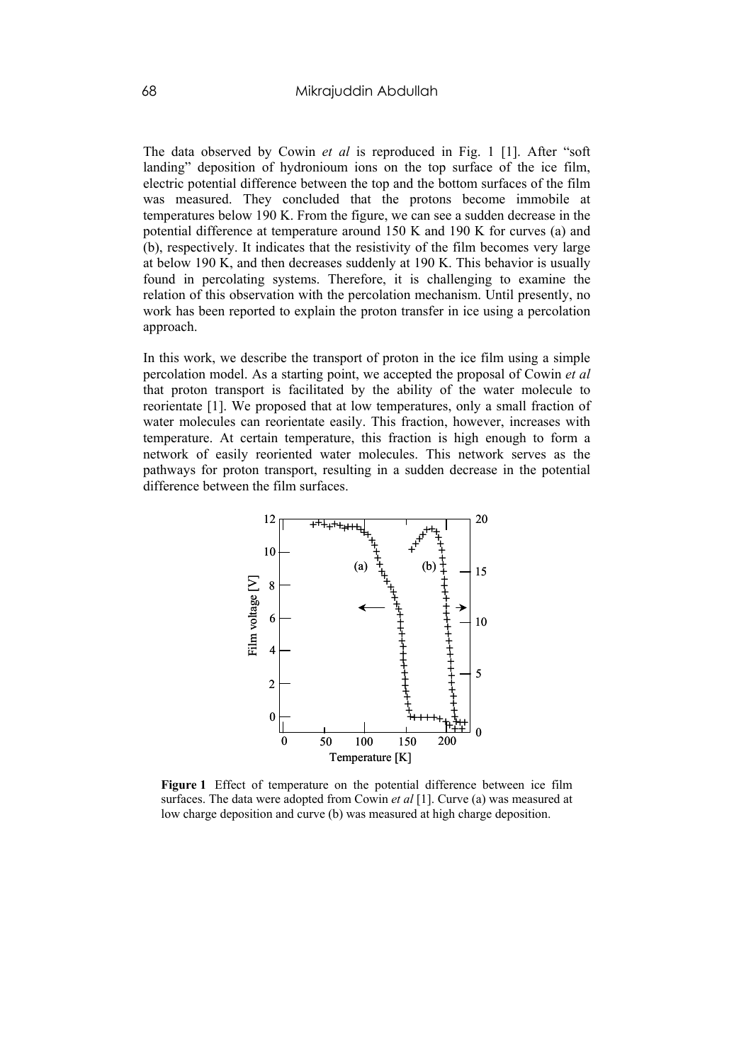The data observed by Cowin *et al* is reproduced in Fig. 1 [1]. After "soft landing" deposition of hydronioum ions on the top surface of the ice film, electric potential difference between the top and the bottom surfaces of the film was measured. They concluded that the protons become immobile at temperatures below 190 K. From the figure, we can see a sudden decrease in the potential difference at temperature around 150 K and 190 K for curves (a) and (b), respectively. It indicates that the resistivity of the film becomes very large at below 190 K, and then decreases suddenly at 190 K. This behavior is usually found in percolating systems. Therefore, it is challenging to examine the relation of this observation with the percolation mechanism. Until presently, no work has been reported to explain the proton transfer in ice using a percolation approach.

In this work, we describe the transport of proton in the ice film using a simple percolation model. As a starting point, we accepted the proposal of Cowin *et al* that proton transport is facilitated by the ability of the water molecule to reorientate [1]. We proposed that at low temperatures, only a small fraction of water molecules can reorientate easily. This fraction, however, increases with temperature. At certain temperature, this fraction is high enough to form a network of easily reoriented water molecules. This network serves as the pathways for proton transport, resulting in a sudden decrease in the potential difference between the film surfaces.

**Figure 1** Effect of temperature on the potential difference between ice film surfaces. The data were adopted from Cowin *et al* [1]. Curve (a) was measured at low charge deposition and curve (b) was measured at high charge deposition.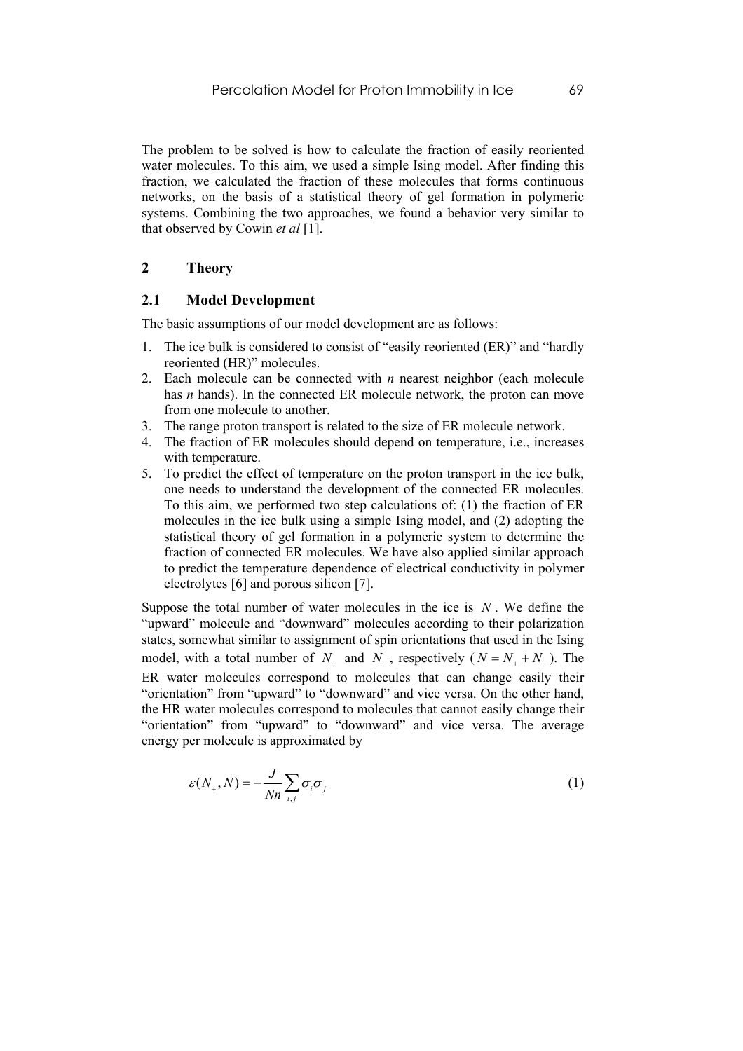The problem to be solved is how to calculate the fraction of easily reoriented water molecules. To this aim, we used a simple Ising model. After finding this fraction, we calculated the fraction of these molecules that forms continuous networks, on the basis of a statistical theory of gel formation in polymeric systems. Combining the two approaches, we found a behavior very similar to that observed by Cowin *et al* [1].

## 2 Theory

### 2.1 Model Development

The basic assumptions of our model development are as follows:

1. The ice bulk is considered to consist of "easily reoriented (ER)" and "hardly reoriented (HR)" molecules.
2. Each molecule can be connected with *n* nearest neighbor (each molecule has *n* hands). In the connected ER molecule network, the proton can move from one molecule to another.
3. The range proton transport is related to the size of ER molecule network.
4. The fraction of ER molecules should depend on temperature, i.e., increases with temperature.
5. To predict the effect of temperature on the proton transport in the ice bulk, one needs to understand the development of the connected ER molecules. To this aim, we performed two step calculations of: (1) the fraction of ER molecules in the ice bulk using a simple Ising model, and (2) adopting the statistical theory of gel formation in a polymeric system to determine the fraction of connected ER molecules. We have also applied similar approach to predict the temperature dependence of electrical conductivity in polymer electrolytes [6] and porous silicon [7].

Suppose the total number of water molecules in the ice is $N$. We define the "upward" molecule and "downward" molecules according to their polarization states, somewhat similar to assignment of spin orientations that used in the Ising model, with a total number of $N_+$ and $N_-$, respectively ($N = N_+ + N_-$). The ER water molecules correspond to molecules that can change easily their "orientation" from "upward" to "downward" and vice versa. On the other hand, the HR water molecules correspond to molecules that cannot easily change their "orientation" from "upward" to "downward" and vice versa. The average energy per molecule is approximated by

$$\varepsilon(N_+, N) = -\frac{J}{Nn}\sum_{i,j}\sigma_i\sigma_j \tag{1}$$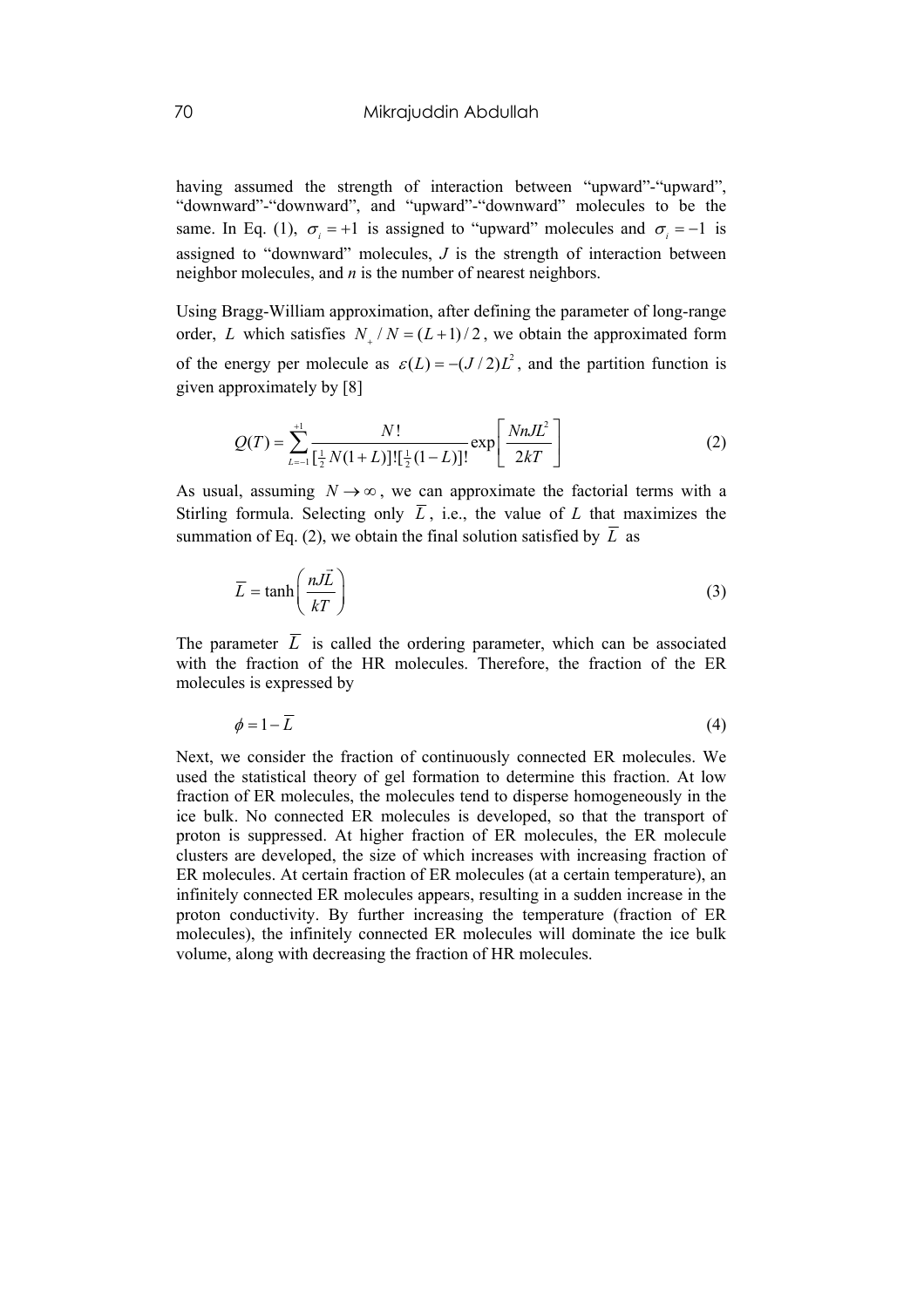having assumed the strength of interaction between "upward"-"upward", "downward"-"downward", and "upward"-"downward" molecules to be the same. In Eq. (1), $\sigma_i = +1$ is assigned to "upward" molecules and $\sigma_i = -1$ is assigned to "downward" molecules, $J$ is the strength of interaction between neighbor molecules, and $n$ is the number of nearest neighbors.

Using Bragg-William approximation, after defining the parameter of long-range order, $L$ which satisfies $N_+ / N = (L+1)/2$, we obtain the approximated form of the energy per molecule as $\varepsilon(L) = -(J/2)L^2$, and the partition function is given approximately by [8]

$$Q(T) = \sum_{L=-1}^{+1} \frac{N!}{[\frac{1}{2}N(1+L)]![\frac{1}{2}(1-L)]!} \exp\left[\frac{NnJL^2}{2kT}\right] \tag{2}$$

As usual, assuming $N \to \infty$, we can approximate the factorial terms with a Stirling formula. Selecting only $\overline{L}$, i.e., the value of $L$ that maximizes the summation of Eq. (2), we obtain the final solution satisfied by $\overline{L}$ as

$$\overline{L} = \tanh\left(\frac{nJ\vec{L}}{kT}\right) \tag{3}$$

The parameter $\overline{L}$ is called the ordering parameter, which can be associated with the fraction of the HR molecules. Therefore, the fraction of the ER molecules is expressed by

$$\phi = 1 - \overline{L} \tag{4}$$

Next, we consider the fraction of continuously connected ER molecules. We used the statistical theory of gel formation to determine this fraction. At low fraction of ER molecules, the molecules tend to disperse homogeneously in the ice bulk. No connected ER molecules is developed, so that the transport of proton is suppressed. At higher fraction of ER molecules, the ER molecule clusters are developed, the size of which increases with increasing fraction of ER molecules. At certain fraction of ER molecules (at a certain temperature), an infinitely connected ER molecules appears, resulting in a sudden increase in the proton conductivity. By further increasing the temperature (fraction of ER molecules), the infinitely connected ER molecules will dominate the ice bulk volume, along with decreasing the fraction of HR molecules.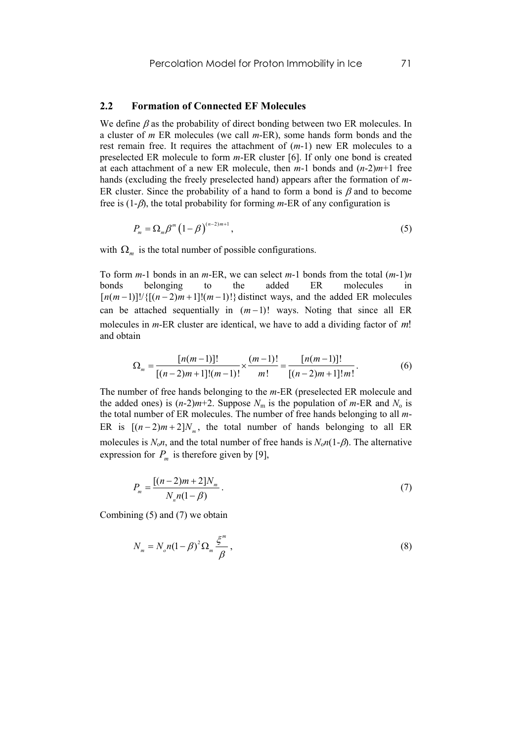## 2.2 Formation of Connected EF Molecules

We define $\beta$ as the probability of direct bonding between two ER molecules. In a cluster of $m$ ER molecules (we call $m$-ER), some hands form bonds and the rest remain free. It requires the attachment of ($m$-1) new ER molecules to a preselected ER molecule to form $m$-ER cluster [6]. If only one bond is created at each attachment of a new ER molecule, then $m$-1 bonds and ($n$-2)$m$+1 free hands (excluding the freely preselected hand) appears after the formation of $m$-ER cluster. Since the probability of a hand to form a bond is $\beta$ and to become free is (1-$\beta$), the total probability for forming $m$-ER of any configuration is

$$P_m = \Omega_m \beta^m \left(1-\beta\right)^{(n-2)m+1}, \tag{5}$$

with $\Omega_m$ is the total number of possible configurations.

To form $m$-1 bonds in an $m$-ER, we can select $m$-1 bonds from the total ($m$-1)$n$ bonds belonging to the added ER molecules in $[n(m-1)]!/\{[(n-2)m+1]!(m-1)!\}$ distinct ways, and the added ER molecules can be attached sequentially in $(m-1)!$ ways. Noting that since all ER molecules in $m$-ER cluster are identical, we have to add a dividing factor of $m!$ and obtain

$$\Omega_m = \frac{[n(m-1)]!}{[(n-2)m+1]!(m-1)!} \times \frac{(m-1)!}{m!} = \frac{[n(m-1)]!}{[(n-2)m+1]!m!}. \tag{6}$$

The number of free hands belonging to the $m$-ER (preselected ER molecule and the added ones) is ($n$-2)$m$+2. Suppose $N_m$ is the population of $m$-ER and $N_o$ is the total number of ER molecules. The number of free hands belonging to all $m$-ER is $[(n-2)m+2]N_m$, the total number of hands belonging to all ER molecules is $N_o n$, and the total number of free hands is $N_o n(1-\beta)$. The alternative expression for $P_m$ is therefore given by [9],

$$P_m = \frac{[(n-2)m+2]N_m}{N_n n(1-\beta)}. \tag{7}$$

Combining (5) and (7) we obtain

$$N_m = N_o n(1-\beta)^2 \Omega_m \frac{\xi^m}{\beta}, \tag{8}$$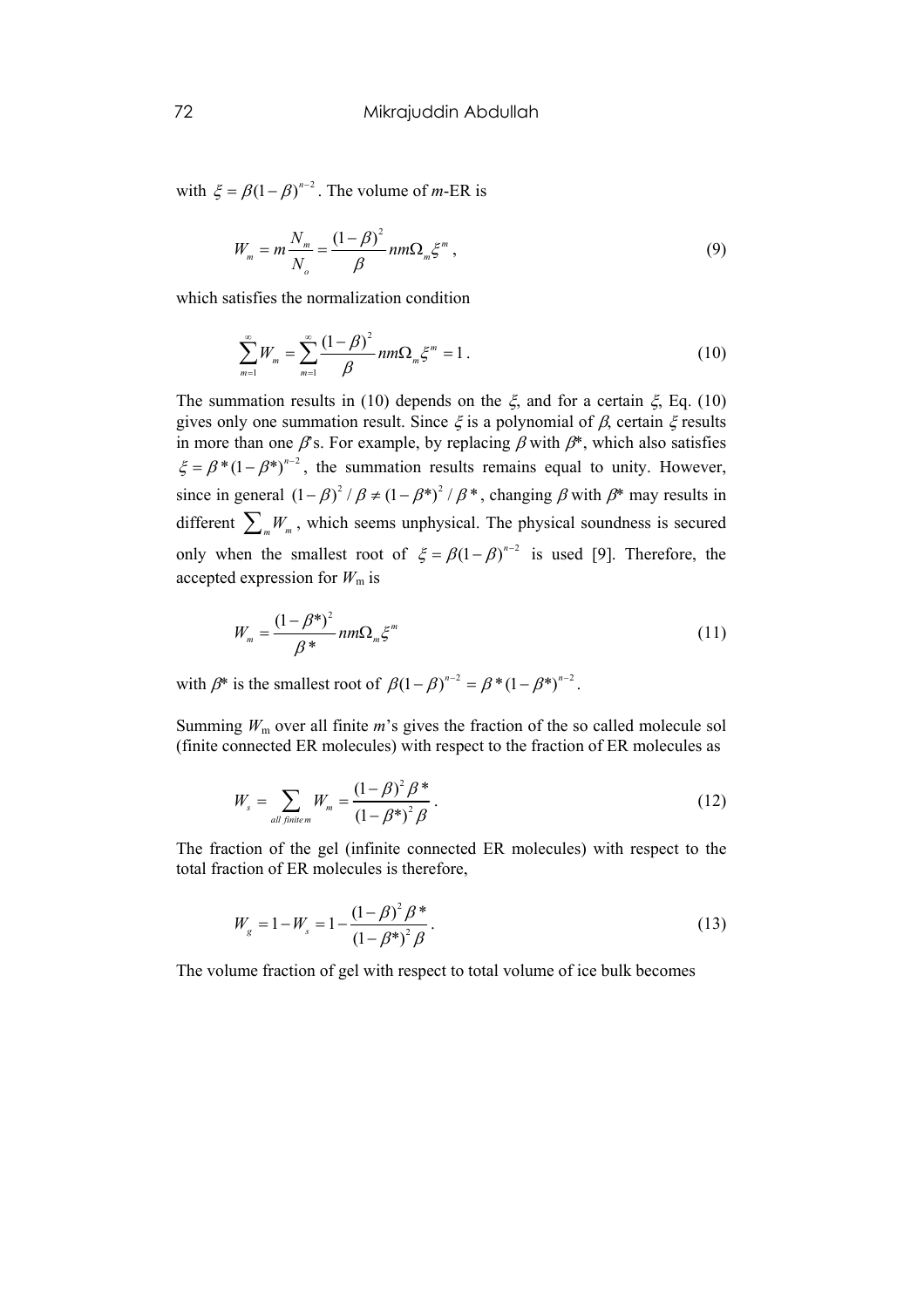with $\xi = \beta(1-\beta)^{n-2}$. The volume of $m$-ER is

$$W_m = m\frac{N_m}{N_o} = \frac{(1-\beta)^2}{\beta} nm\Omega_m \xi^m , \tag{9}$$

which satisfies the normalization condition

$$\sum_{m=1}^{\infty} W_m = \sum_{m=1}^{\infty} \frac{(1-\beta)^2}{\beta} nm\Omega_m \xi^m = 1 . \tag{10}$$

The summation results in (10) depends on the $\xi$, and for a certain $\xi$, Eq. (10) gives only one summation result. Since $\xi$ is a polynomial of $\beta$, certain $\xi$ results in more than one $\beta$'s. For example, by replacing $\beta$ with $\beta$*, which also satisfies $\xi = \beta^*(1-\beta^*)^{n-2}$, the summation results remains equal to unity. However, since in general $(1-\beta)^2/\beta \neq (1-\beta^*)^2/\beta^*$, changing $\beta$ with $\beta$* may results in different $\sum_m W_m$, which seems unphysical. The physical soundness is secured only when the smallest root of $\xi = \beta(1-\beta)^{n-2}$ is used [9]. Therefore, the accepted expression for $W_m$ is

$$W_m = \frac{(1-\beta^*)^2}{\beta^*} nm\Omega_m \xi^m \tag{11}$$

with $\beta$* is the smallest root of $\beta(1-\beta)^{n-2} = \beta^*(1-\beta^*)^{n-2}$.

Summing $W_m$ over all finite $m$'s gives the fraction of the so called molecule sol (finite connected ER molecules) with respect to the fraction of ER molecules as

$$W_s = \sum_{all\ finite\ m} W_m = \frac{(1-\beta)^2 \beta^*}{(1-\beta^*)^2 \beta} . \tag{12}$$

The fraction of the gel (infinite connected ER molecules) with respect to the total fraction of ER molecules is therefore,

$$W_g = 1 - W_s = 1 - \frac{(1-\beta)^2 \beta^*}{(1-\beta^*)^2 \beta} . \tag{13}$$

The volume fraction of gel with respect to total volume of ice bulk becomes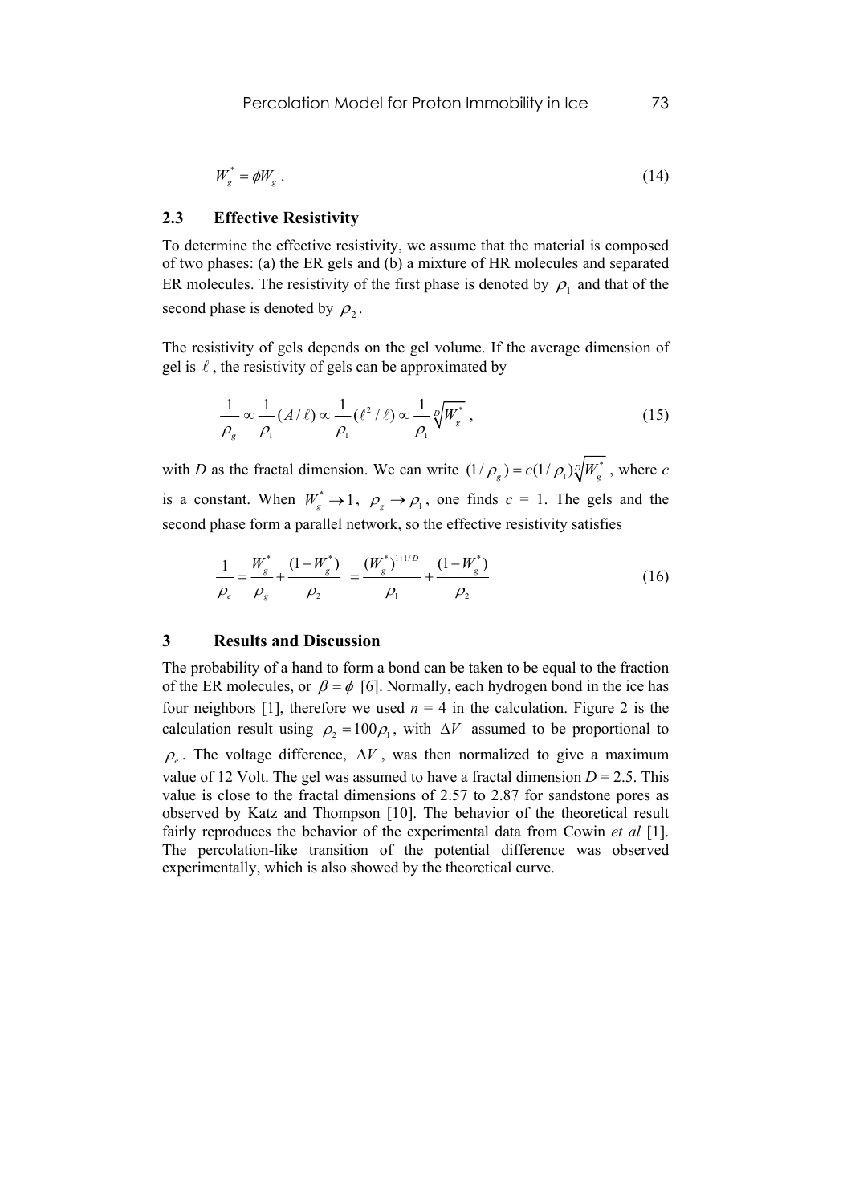$$W_g^* = \phi W_g \,. \tag{14}$$

### 2.3 Effective Resistivity

To determine the effective resistivity, we assume that the material is composed of two phases: (a) the ER gels and (b) a mixture of HR molecules and separated ER molecules. The resistivity of the first phase is denoted by $\rho_1$ and that of the second phase is denoted by $\rho_2$.

The resistivity of gels depends on the gel volume. If the average dimension of gel is $\ell$, the resistivity of gels can be approximated by

$$\frac{1}{\rho_g} \propto \frac{1}{\rho_1}(A/\ell) \propto \frac{1}{\rho_1}(\ell^2/\ell) \propto \frac{1}{\rho_1}\sqrt[D]{W_g^*} \,, \tag{15}$$

with $D$ as the fractal dimension. We can write $(1/\rho_g) = c(1/\rho_1)\sqrt[D]{W_g^*}$, where $c$ is a constant. When $W_g^* \to 1$, $\rho_g \to \rho_1$, one finds $c$ = 1. The gels and the second phase form a parallel network, so the effective resistivity satisfies

$$\frac{1}{\rho_e} = \frac{W_g^*}{\rho_g} + \frac{(1-W_g^*)}{\rho_2} = \frac{(W_g^*)^{1+1/D}}{\rho_1} + \frac{(1-W_g^*)}{\rho_2} \tag{16}$$

## 3 Results and Discussion

The probability of a hand to form a bond can be taken to be equal to the fraction of the ER molecules, or $\beta = \phi$ [6]. Normally, each hydrogen bond in the ice has four neighbors [1], therefore we used $n$ = 4 in the calculation. Figure 2 is the calculation result using $\rho_2 = 100\rho_1$, with $\Delta V$ assumed to be proportional to $\rho_e$. The voltage difference, $\Delta V$, was then normalized to give a maximum value of 12 Volt. The gel was assumed to have a fractal dimension $D$ = 2.5. This value is close to the fractal dimensions of 2.57 to 2.87 for sandstone pores as observed by Katz and Thompson [10]. The behavior of the theoretical result fairly reproduces the behavior of the experimental data from Cowin *et al* [1]. The percolation-like transition of the potential difference was observed experimentally, which is also showed by the theoretical curve.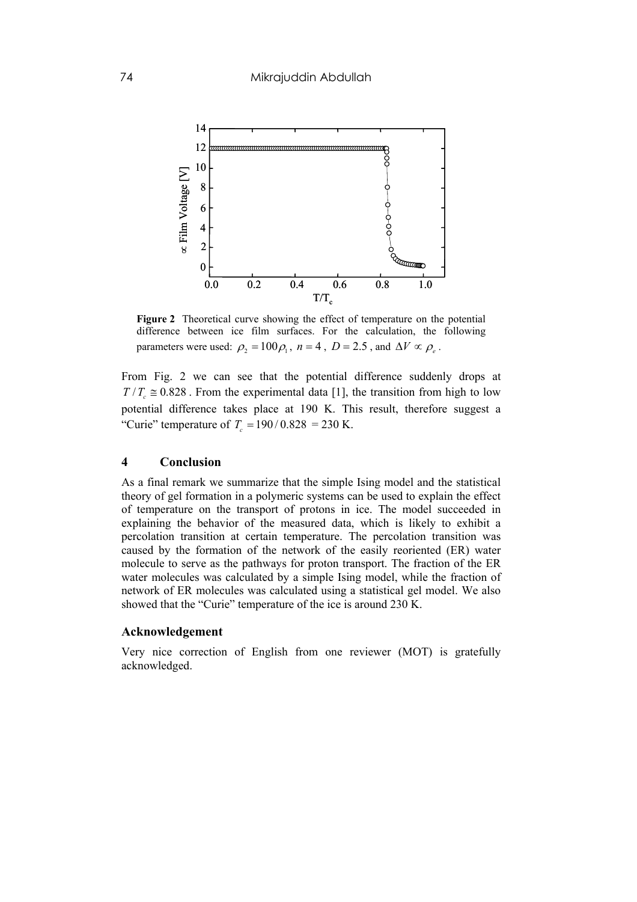**Figure 2** Theoretical curve showing the effect of temperature on the potential difference between ice film surfaces. For the calculation, the following parameters were used: $\rho_2 = 100\rho_1$, $n = 4$, $D = 2.5$, and $\Delta V \propto \rho_e$.

From Fig. 2 we can see that the potential difference suddenly drops at $T/T_c \cong 0.828$. From the experimental data [1], the transition from high to low potential difference takes place at 190 K. This result, therefore suggest a "Curie" temperature of $T_c = 190/0.828 = 230$ K.

## 4 Conclusion

As a final remark we summarize that the simple Ising model and the statistical theory of gel formation in a polymeric systems can be used to explain the effect of temperature on the transport of protons in ice. The model succeeded in explaining the behavior of the measured data, which is likely to exhibit a percolation transition at certain temperature. The percolation transition was caused by the formation of the network of the easily reoriented (ER) water molecule to serve as the pathways for proton transport. The fraction of the ER water molecules was calculated by a simple Ising model, while the fraction of network of ER molecules was calculated using a statistical gel model. We also showed that the "Curie" temperature of the ice is around 230 K.

### Acknowledgement

Very nice correction of English from one reviewer (MOT) is gratefully acknowledged.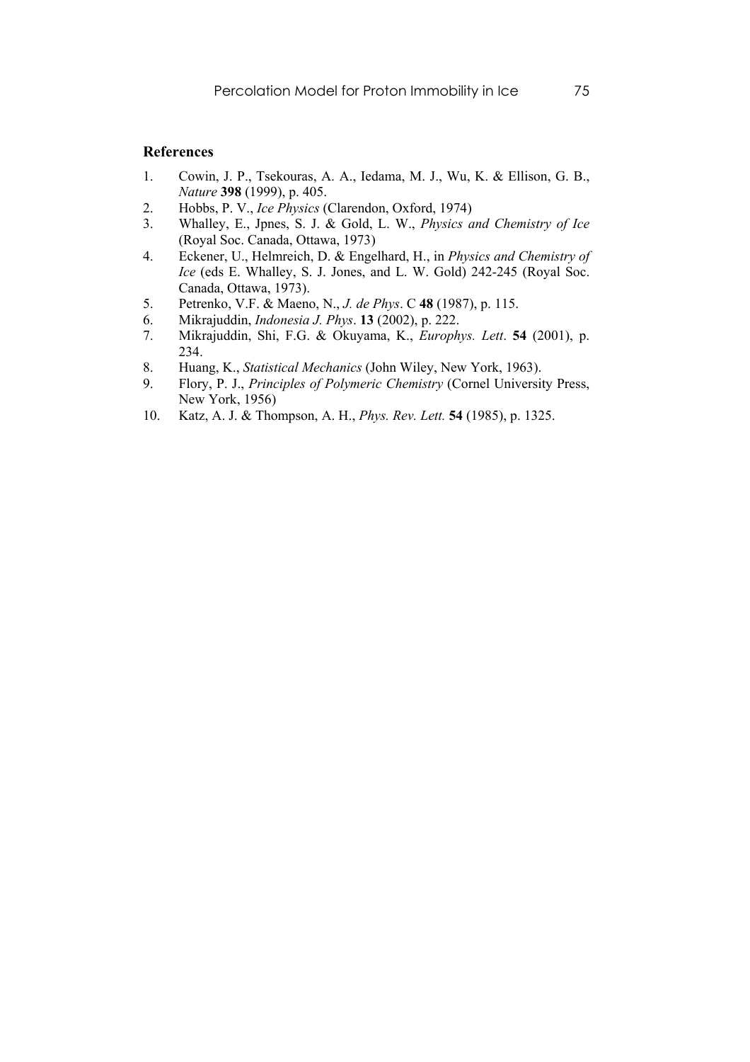## References

1. Cowin, J. P., Tsekouras, A. A., Iedama, M. J., Wu, K. & Ellison, G. B., *Nature* **398** (1999), p. 405.
2. Hobbs, P. V., *Ice Physics* (Clarendon, Oxford, 1974)
3. Whalley, E., Jpnes, S. J. & Gold, L. W., *Physics and Chemistry of Ice* (Royal Soc. Canada, Ottawa, 1973)
4. Eckener, U., Helmreich, D. & Engelhard, H., in *Physics and Chemistry of Ice* (eds E. Whalley, S. J. Jones, and L. W. Gold) 242-245 (Royal Soc. Canada, Ottawa, 1973).
5. Petrenko, V.F. & Maeno, N., *J. de Phys*. C **48** (1987), p. 115.
6. Mikrajuddin, *Indonesia J. Phys*. **13** (2002), p. 222.
7. Mikrajuddin, Shi, F.G. & Okuyama, K., *Europhys. Lett*. **54** (2001), p. 234.
8. Huang, K., *Statistical Mechanics* (John Wiley, New York, 1963).
9. Flory, P. J., *Principles of Polymeric Chemistry* (Cornel University Press, New York, 1956)
10. Katz, A. J. & Thompson, A. H., *Phys. Rev. Lett.* **54** (1985), p. 1325.